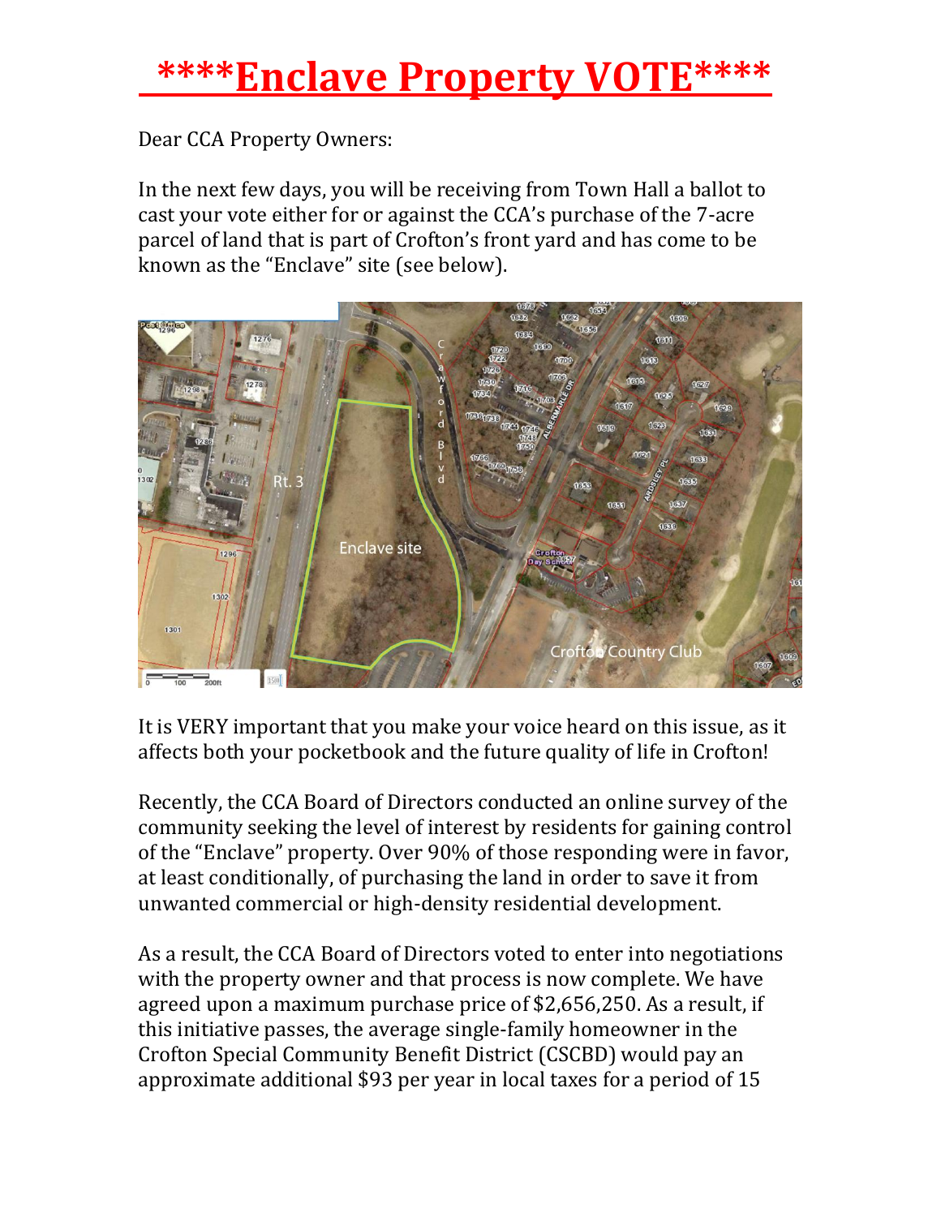# ****Enclave Property VOTE****

Dear CCA Property Owners:

In the next few days, you will be receiving from Town Hall a ballot to cast your vote either for or against the CCA's purchase of the 7-acre parcel of land that is part of Crofton's front yard and has come to be known as the "Enclave" site (see below).

It is VERY important that you make your voice heard on this issue, as it affects both your pocketbook and the future quality of life in Crofton!

Recently, the CCA Board of Directors conducted an online survey of the community seeking the level of interest by residents for gaining control of the "Enclave" property. Over 90% of those responding were in favor, at least conditionally, of purchasing the land in order to save it from unwanted commercial or high-density residential development.

As a result, the CCA Board of Directors voted to enter into negotiations with the property owner and that process is now complete. We have agreed upon a maximum purchase price of $2,656,250. As a result, if this initiative passes, the average single-family homeowner in the Crofton Special Community Benefit District (CSCBD) would pay an approximate additional $93 per year in local taxes for a period of 15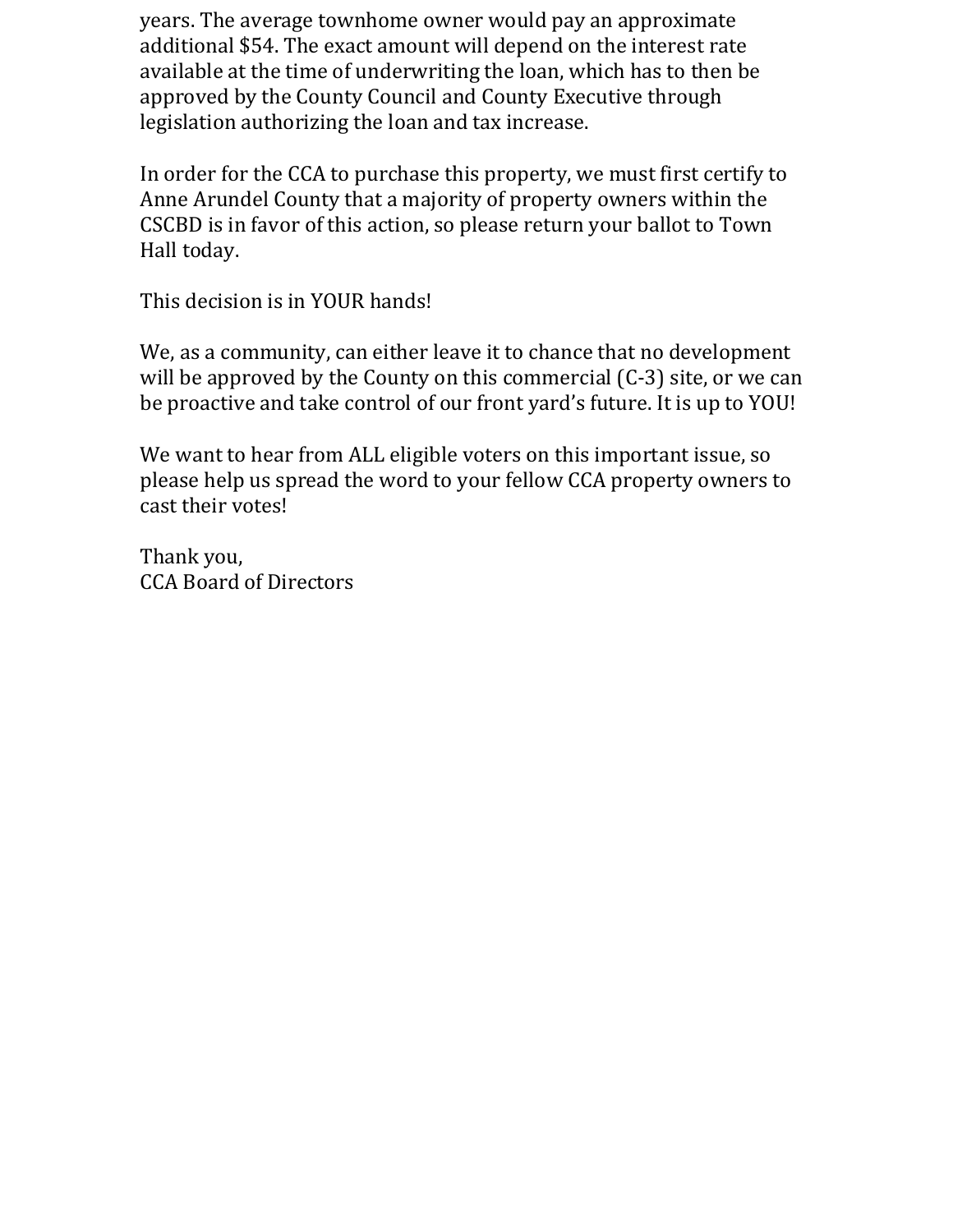years. The average townhome owner would pay an approximate additional $54. The exact amount will depend on the interest rate available at the time of underwriting the loan, which has to then be approved by the County Council and County Executive through legislation authorizing the loan and tax increase.

In order for the CCA to purchase this property, we must first certify to Anne Arundel County that a majority of property owners within the CSCBD is in favor of this action, so please return your ballot to Town Hall today.

This decision is in YOUR hands!

We, as a community, can either leave it to chance that no development will be approved by the County on this commercial (C-3) site, or we can be proactive and take control of our front yard's future. It is up to YOU!

We want to hear from ALL eligible voters on this important issue, so please help us spread the word to your fellow CCA property owners to cast their votes!

Thank you,
CCA Board of Directors